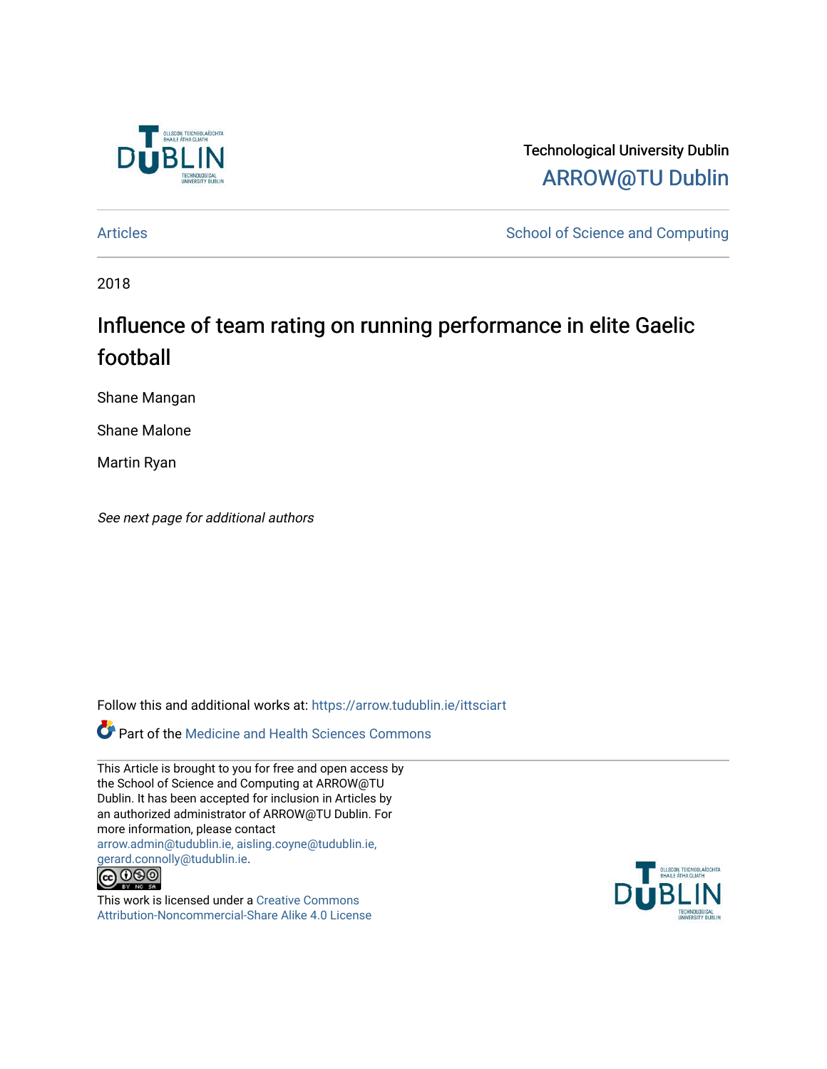Technological University Dublin

ARROW@TU Dublin

Articles | School of Science and Computing

2018

# Influence of team rating on running performance in elite Gaelic football

Shane Mangan

Shane Malone

Martin Ryan

*See next page for additional authors*

Follow this and additional works at: https://arrow.tudublin.ie/ittsciart

Part of the Medicine and Health Sciences Commons

This Article is brought to you for free and open access by the School of Science and Computing at ARROW@TU Dublin. It has been accepted for inclusion in Articles by an authorized administrator of ARROW@TU Dublin. For more information, please contact arrow.admin@tudublin.ie, aisling.coyne@tudublin.ie, gerard.connolly@tudublin.ie.

This work is licensed under a Creative Commons Attribution-Noncommercial-Share Alike 4.0 License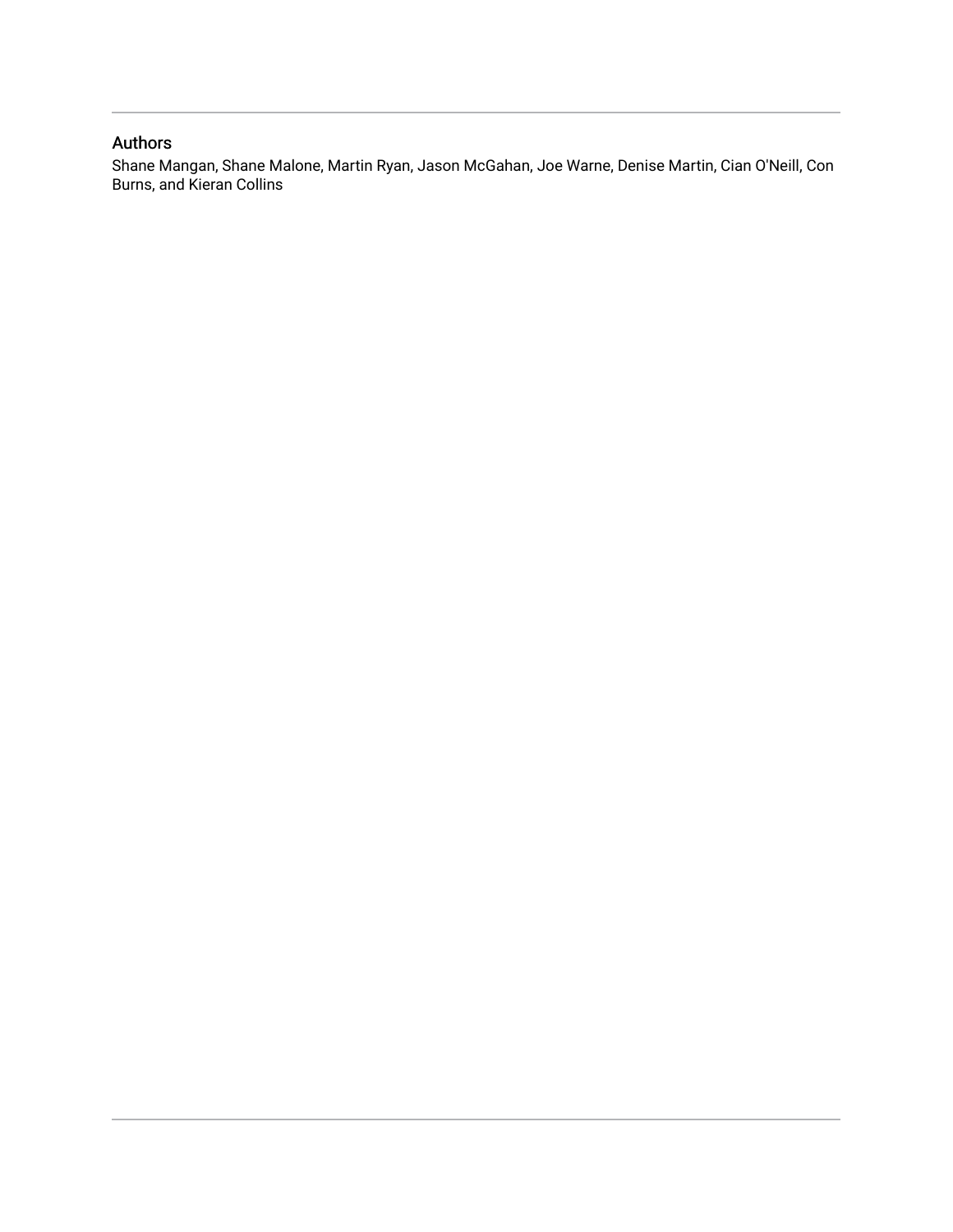## Authors

Shane Mangan, Shane Malone, Martin Ryan, Jason McGahan, Joe Warne, Denise Martin, Cian O'Neill, Con Burns, and Kieran Collins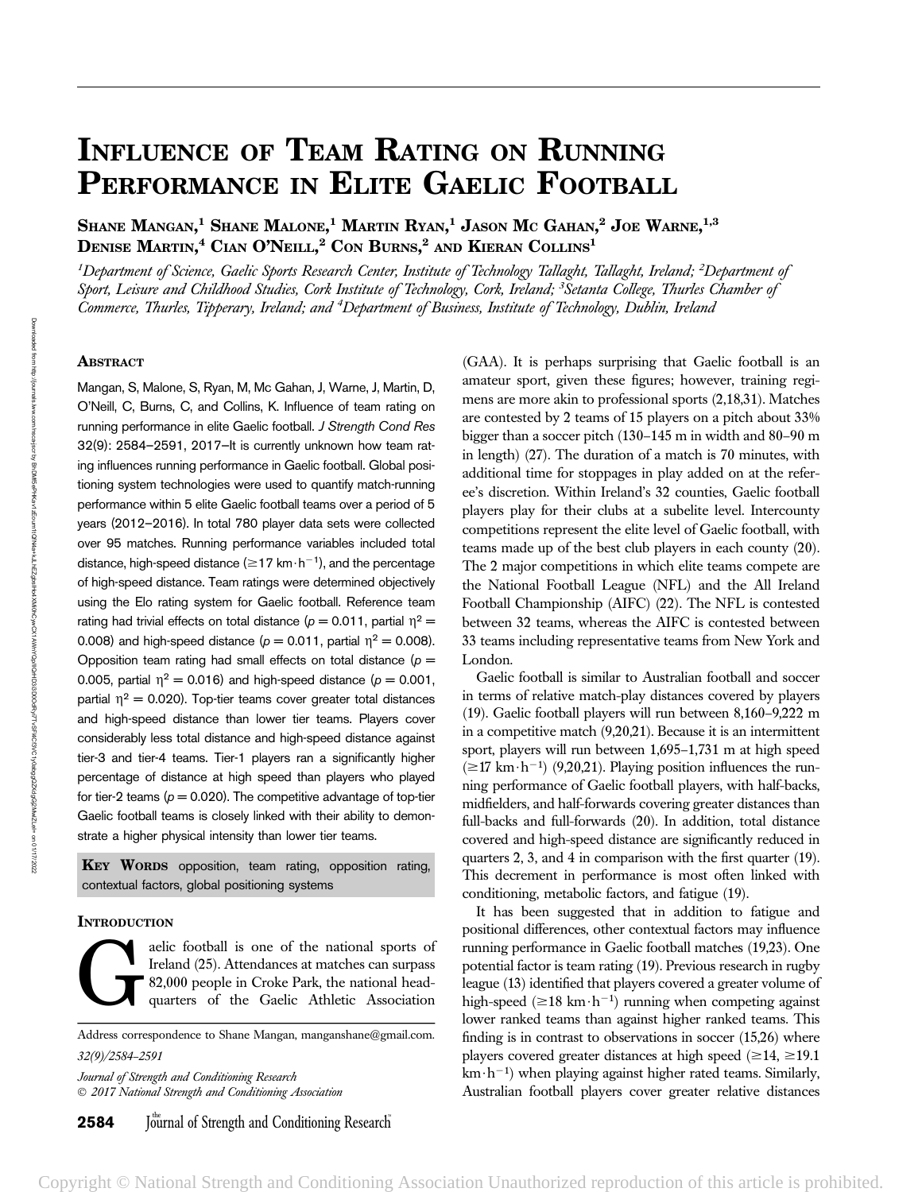# Influence of Team Rating on Running Performance in Elite Gaelic Football

**Shane Mangan,[1] Shane Malone,[1] Martin Ryan,[1] Jason Mc Gahan,[2] Joe Warne,[1,3] Denise Martin,[4] Cian O'Neill,[2] Con Burns,[2] and Kieran Collins[1]**

*[1]Department of Science, Gaelic Sports Research Center, Institute of Technology Tallaght, Tallaght, Ireland; [2]Department of Sport, Leisure and Childhood Studies, Cork Institute of Technology, Cork, Ireland; [3]Setanta College, Thurles Chamber of Commerce, Thurles, Tipperary, Ireland; and [4]Department of Business, Institute of Technology, Dublin, Ireland*

## Abstract

Mangan, S, Malone, S, Ryan, M, Mc Gahan, J, Warne, J, Martin, D, O'Neill, C, Burns, C, and Collins, K. Influence of team rating on running performance in elite Gaelic football. *J Strength Cond Res* 32(9): 2584–2591, 2017—It is currently unknown how team rating influences running performance in Gaelic football. Global positioning system technologies were used to quantify match-running performance within 5 elite Gaelic football teams over a period of 5 years (2012–2016). In total 780 player data sets were collected over 95 matches. Running performance variables included total distance, high-speed distance ($\geq$17 km·h$^{-1}$), and the percentage of high-speed distance. Team ratings were determined objectively using the Elo rating system for Gaelic football. Reference team rating had trivial effects on total distance ($p = 0.011$, partial $\eta^2 = 0.008$) and high-speed distance ($p = 0.011$, partial $\eta^2 = 0.008$). Opposition team rating had small effects on total distance ($p = 0.005$, partial $\eta^2 = 0.016$) and high-speed distance ($p = 0.001$, partial $\eta^2 = 0.020$). Top-tier teams cover greater total distances and high-speed distance than lower tier teams. Players cover considerably less total distance and high-speed distance against tier-3 and tier-4 teams. Tier-1 players ran a significantly higher percentage of distance at high speed than players who played for tier-2 teams ($p = 0.020$). The competitive advantage of top-tier Gaelic football teams is closely linked with their ability to demonstrate a higher physical intensity than lower tier teams.

**Key Words** opposition, team rating, opposition rating, contextual factors, global positioning systems

## Introduction

Gaelic football is one of the national sports of Ireland (25). Attendances at matches can surpass 82,000 people in Croke Park, the national headquarters of the Gaelic Athletic Association (GAA). It is perhaps surprising that Gaelic football is an amateur sport, given these figures; however, training regimens are more akin to professional sports (2,18,31). Matches are contested by 2 teams of 15 players on a pitch about 33% bigger than a soccer pitch (130–145 m in width and 80–90 m in length) (27). The duration of a match is 70 minutes, with additional time for stoppages in play added on at the referee's discretion. Within Ireland's 32 counties, Gaelic football players play for their clubs at a subelite level. Intercounty competitions represent the elite level of Gaelic football, with teams made up of the best club players in each county (20). The 2 major competitions in which elite teams compete are the National Football League (NFL) and the All Ireland Football Championship (AIFC) (22). The NFL is contested between 32 teams, whereas the AIFC is contested between 33 teams including representative teams from New York and London.

Gaelic football is similar to Australian football and soccer in terms of relative match-play distances covered by players (19). Gaelic football players will run between 8,160–9,222 m in a competitive match (9,20,21). Because it is an intermittent sport, players will run between 1,695–1,731 m at high speed ($\geq$17 km·h$^{-1}$) (9,20,21). Playing position influences the running performance of Gaelic football players, with half-backs, midfielders, and half-forwards covering greater distances than full-backs and full-forwards (20). In addition, total distance covered and high-speed distance are significantly reduced in quarters 2, 3, and 4 in comparison with the first quarter (19). This decrement in performance is most often linked with conditioning, metabolic factors, and fatigue (19).

It has been suggested that in addition to fatigue and positional differences, other contextual factors may influence running performance in Gaelic football matches (19,23). One potential factor is team rating (19). Previous research in rugby league (13) identified that players covered a greater volume of high-speed ($\geq$18 km·h$^{-1}$) running when competing against lower ranked teams than against higher ranked teams. This finding is in contrast to observations in soccer (15,26) where players covered greater distances at high speed ($\geq$14, $\geq$19.1 km·h$^{-1}$) when playing against higher rated teams. Similarly, Australian football players cover greater relative distances

Address correspondence to Shane Mangan, manganshane@gmail.com.

32(9)/2584–2591

*Journal of Strength and Conditioning Research*
© 2017 National Strength and Conditioning Association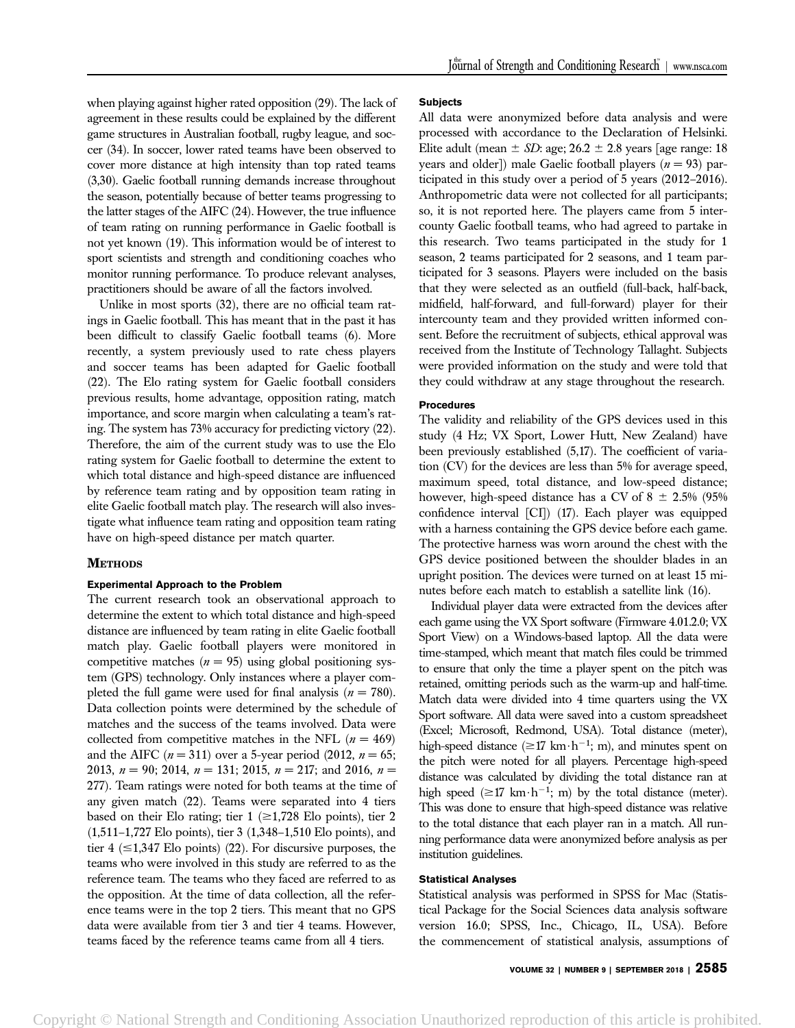when playing against higher rated opposition (29). The lack of agreement in these results could be explained by the different game structures in Australian football, rugby league, and soccer (34). In soccer, lower rated teams have been observed to cover more distance at high intensity than top rated teams (3,30). Gaelic football running demands increase throughout the season, potentially because of better teams progressing to the latter stages of the AIFC (24). However, the true influence of team rating on running performance in Gaelic football is not yet known (19). This information would be of interest to sport scientists and strength and conditioning coaches who monitor running performance. To produce relevant analyses, practitioners should be aware of all the factors involved.

Unlike in most sports (32), there are no official team ratings in Gaelic football. This has meant that in the past it has been difficult to classify Gaelic football teams (6). More recently, a system previously used to rate chess players and soccer teams has been adapted for Gaelic football (22). The Elo rating system for Gaelic football considers previous results, home advantage, opposition rating, match importance, and score margin when calculating a team's rating. The system has 73% accuracy for predicting victory (22). Therefore, the aim of the current study was to use the Elo rating system for Gaelic football to determine the extent to which total distance and high-speed distance are influenced by reference team rating and by opposition team rating in elite Gaelic football match play. The research will also investigate what influence team rating and opposition team rating have on high-speed distance per match quarter.

## Methods

### Experimental Approach to the Problem

The current research took an observational approach to determine the extent to which total distance and high-speed distance are influenced by team rating in elite Gaelic football match play. Gaelic football players were monitored in competitive matches ($n = 95$) using global positioning system (GPS) technology. Only instances where a player completed the full game were used for final analysis ($n = 780$). Data collection points were determined by the schedule of matches and the success of the teams involved. Data were collected from competitive matches in the NFL ($n = 469$) and the AIFC ($n = 311$) over a 5-year period (2012, $n = 65$; 2013, $n = 90$; 2014, $n = 131$; 2015, $n = 217$; and 2016, $n = 277$). Team ratings were noted for both teams at the time of any given match (22). Teams were separated into 4 tiers based on their Elo rating; tier 1 (≥1,728 Elo points), tier 2 (1,511–1,727 Elo points), tier 3 (1,348–1,510 Elo points), and tier 4 (≤1,347 Elo points) (22). For discursive purposes, the teams who were involved in this study are referred to as the reference team. The teams who they faced are referred to as the opposition. At the time of data collection, all the reference teams were in the top 2 tiers. This meant that no GPS data were available from tier 3 and tier 4 teams. However, teams faced by the reference teams came from all 4 tiers.

### Subjects

All data were anonymized before data analysis and were processed with accordance to the Declaration of Helsinki. Elite adult (mean ± *SD*: age; 26.2 ± 2.8 years [age range: 18 years and older]) male Gaelic football players ($n = 93$) participated in this study over a period of 5 years (2012–2016). Anthropometric data were not collected for all participants; so, it is not reported here. The players came from 5 intercounty Gaelic football teams, who had agreed to partake in this research. Two teams participated in the study for 1 season, 2 teams participated for 2 seasons, and 1 team participated for 3 seasons. Players were included on the basis that they were selected as an outfield (full-back, half-back, midfield, half-forward, and full-forward) player for their intercounty team and they provided written informed consent. Before the recruitment of subjects, ethical approval was received from the Institute of Technology Tallaght. Subjects were provided information on the study and were told that they could withdraw at any stage throughout the research.

### Procedures

The validity and reliability of the GPS devices used in this study (4 Hz; VX Sport, Lower Hutt, New Zealand) have been previously established (5,17). The coefficient of variation (CV) for the devices are less than 5% for average speed, maximum speed, total distance, and low-speed distance; however, high-speed distance has a CV of 8 ± 2.5% (95% confidence interval [CI]) (17). Each player was equipped with a harness containing the GPS device before each game. The protective harness was worn around the chest with the GPS device positioned between the shoulder blades in an upright position. The devices were turned on at least 15 minutes before each match to establish a satellite link (16).

Individual player data were extracted from the devices after each game using the VX Sport software (Firmware 4.01.2.0; VX Sport View) on a Windows-based laptop. All the data were time-stamped, which meant that match files could be trimmed to ensure that only the time a player spent on the pitch was retained, omitting periods such as the warm-up and half-time. Match data were divided into 4 time quarters using the VX Sport software. All data were saved into a custom spreadsheet (Excel; Microsoft, Redmond, USA). Total distance (meter), high-speed distance (≥17 $km \cdot h^{-1}$; m), and minutes spent on the pitch were noted for all players. Percentage high-speed distance was calculated by dividing the total distance ran at high speed (≥17 $km \cdot h^{-1}$; m) by the total distance (meter). This was done to ensure that high-speed distance was relative to the total distance that each player ran in a match. All running performance data were anonymized before analysis as per institution guidelines.

### Statistical Analyses

Statistical analysis was performed in SPSS for Mac (Statistical Package for the Social Sciences data analysis software version 16.0; SPSS, Inc., Chicago, IL, USA). Before the commencement of statistical analysis, assumptions of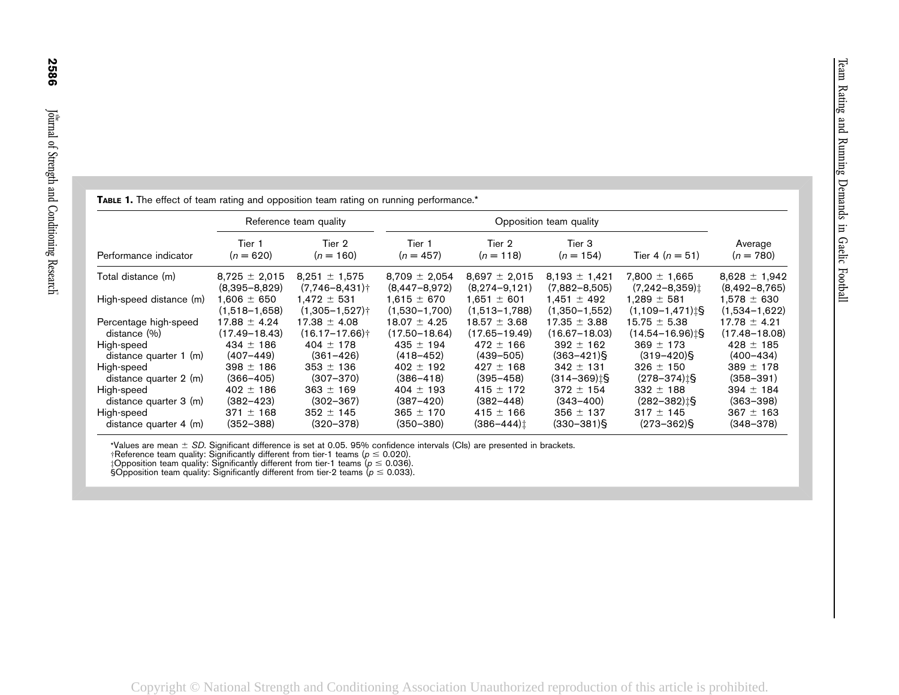**TABLE 1.** The effect of team rating and opposition team rating on running performance.*

| | Reference team quality | | Opposition team quality | | | | |
|---|---|---|---|---|---|---|---|
| Performance indicator | Tier 1 ($n = 620$) | Tier 2 ($n = 160$) | Tier 1 ($n = 457$) | Tier 2 ($n = 118$) | Tier 3 ($n = 154$) | Tier 4 ($n = 51$) | Average ($n = 780$) |
| Total distance (m) | 8,725 ± 2,015 (8,395–8,829) | 8,251 ± 1,575 (7,746–8,431)† | 8,709 ± 2,054 (8,447–8,972) | 8,697 ± 2,015 (8,274–9,121) | 8,193 ± 1,421 (7,882–8,505) | 7,800 ± 1,665 (7,242–8,359)‡ | 8,628 ± 1,942 (8,492–8,765) |
| High-speed distance (m) | 1,606 ± 650 (1,518–1,658) | 1,472 ± 531 (1,305–1,527)† | 1,615 ± 670 (1,530–1,700) | 1,651 ± 601 (1,513–1,788) | 1,451 ± 492 (1,350–1,552) | 1,289 ± 581 (1,109–1,471)‡§ | 1,578 ± 630 (1,534–1,622) |
| Percentage high-speed distance (%) | 17.88 ± 4.24 (17.49–18.43) | 17.38 ± 4.08 (16.17–17.66)† | 18.07 ± 4.25 (17.50–18.64) | 18.57 ± 3.68 (17.65–19.49) | 17.35 ± 3.88 (16.67–18.03) | 15.75 ± 5.38 (14.54–16.96)‡§ | 17.78 ± 4.21 (17.48–18.08) |
| High-speed distance quarter 1 (m) | 434 ± 186 (407–449) | 404 ± 178 (361–426) | 435 ± 194 (418–452) | 472 ± 166 (439–505) | 392 ± 162 (363–421)§ | 369 ± 173 (319–420)§ | 428 ± 185 (400–434) |
| High-speed distance quarter 2 (m) | 398 ± 186 (366–405) | 353 ± 136 (307–370) | 402 ± 192 (386–418) | 427 ± 168 (395–458) | 342 ± 131 (314–369)‡§ | 326 ± 150 (278–374)‡§ | 389 ± 178 (358–391) |
| High-speed distance quarter 3 (m) | 402 ± 186 (382–423) | 363 ± 169 (302–367) | 404 ± 193 (387–420) | 415 ± 172 (382–448) | 372 ± 154 (343–400) | 332 ± 188 (282–382)‡§ | 394 ± 184 (363–398) |
| High-speed distance quarter 4 (m) | 371 ± 168 (352–388) | 352 ± 145 (320–378) | 365 ± 170 (350–380) | 415 ± 166 (386–444)‡ | 356 ± 137 (330–381)§ | 317 ± 145 (273–362)§ | 367 ± 163 (348–378) |

*Values are mean ± *SD*. Significant difference is set at 0.05. 95% confidence intervals (CIs) are presented in brackets.
†Reference team quality: Significantly different from tier-1 teams ($p \leq 0.020$).
‡Opposition team quality: Significantly different from tier-1 teams ($p \leq 0.036$).
§Opposition team quality: Significantly different from tier-2 teams ($p \leq 0.033$).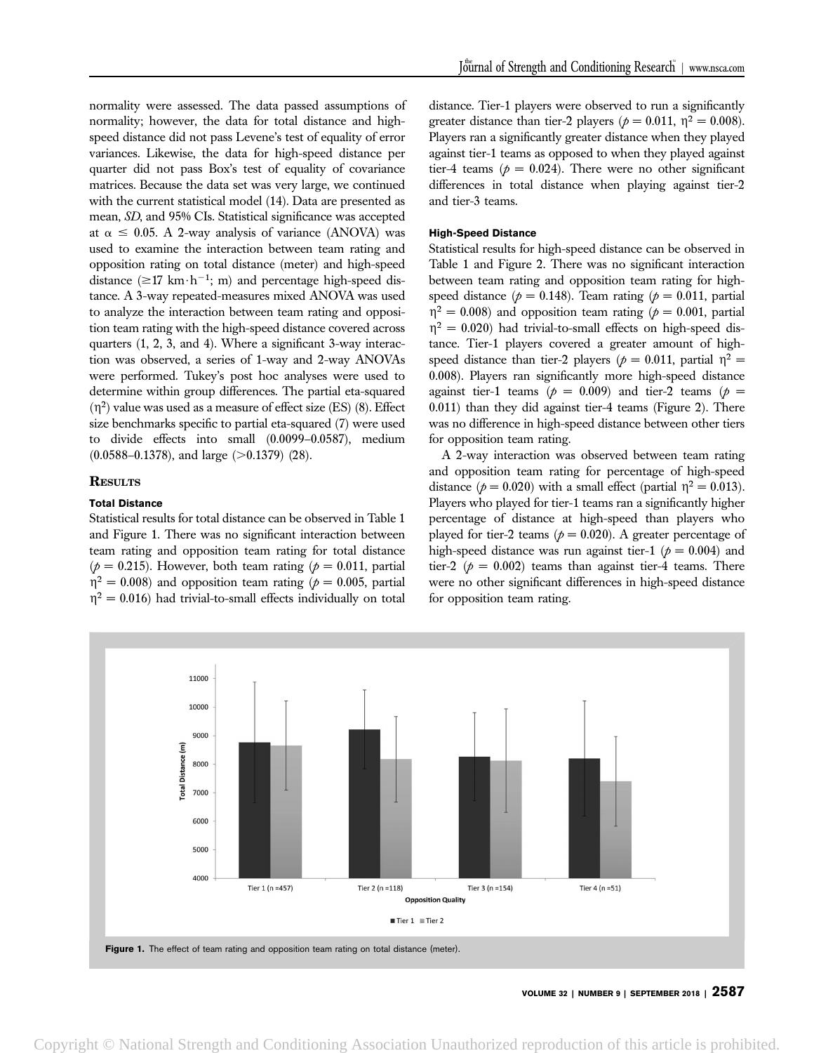normality were assessed. The data passed assumptions of normality; however, the data for total distance and high-speed distance did not pass Levene's test of equality of error variances. Likewise, the data for high-speed distance per quarter did not pass Box's test of equality of covariance matrices. Because the data set was very large, we continued with the current statistical model (14). Data are presented as mean, *SD*, and 95% CIs. Statistical significance was accepted at $\alpha \leq 0.05$. A 2-way analysis of variance (ANOVA) was used to examine the interaction between team rating and opposition rating on total distance (meter) and high-speed distance ($\geq$17 $km \cdot h^{-1}$; m) and percentage high-speed distance. A 3-way repeated-measures mixed ANOVA was used to analyze the interaction between team rating and opposition team rating with the high-speed distance covered across quarters (1, 2, 3, and 4). Where a significant 3-way interaction was observed, a series of 1-way and 2-way ANOVAs were performed. Tukey's post hoc analyses were used to determine within group differences. The partial eta-squared ($\eta^2$) value was used as a measure of effect size (ES) (8). Effect size benchmarks specific to partial eta-squared (7) were used to divide effects into small (0.0099–0.0587), medium (0.0588–0.1378), and large (>0.1379) (28).

## Results

### Total Distance

Statistical results for total distance can be observed in Table 1 and Figure 1. There was no significant interaction between team rating and opposition team rating for total distance ($p = 0.215$). However, both team rating ($p = 0.011$, partial $\eta^2 = 0.008$) and opposition team rating ($p = 0.005$, partial $\eta^2 = 0.016$) had trivial-to-small effects individually on total distance. Tier-1 players were observed to run a significantly greater distance than tier-2 players ($p = 0.011$, $\eta^2 = 0.008$). Players ran a significantly greater distance when they played against tier-1 teams as opposed to when they played against tier-4 teams ($p = 0.024$). There were no other significant differences in total distance when playing against tier-2 and tier-3 teams.

### High-Speed Distance

Statistical results for high-speed distance can be observed in Table 1 and Figure 2. There was no significant interaction between team rating and opposition team rating for high-speed distance ($p = 0.148$). Team rating ($p = 0.011$, partial $\eta^2 = 0.008$) and opposition team rating ($p = 0.001$, partial $\eta^2 = 0.020$) had trivial-to-small effects on high-speed distance. Tier-1 players covered a greater amount of high-speed distance than tier-2 players ($p = 0.011$, partial $\eta^2 = 0.008$). Players ran significantly more high-speed distance against tier-1 teams ($p = 0.009$) and tier-2 teams ($p = 0.011$) than they did against tier-4 teams (Figure 2). There was no difference in high-speed distance between other tiers for opposition team rating.

A 2-way interaction was observed between team rating and opposition team rating for percentage of high-speed distance ($p = 0.020$) with a small effect (partial $\eta^2 = 0.013$). Players who played for tier-1 teams ran a significantly higher percentage of distance at high-speed than players who played for tier-2 teams ($p = 0.020$). A greater percentage of high-speed distance was run against tier-1 ($p = 0.004$) and tier-2 ($p = 0.002$) teams than against tier-4 teams. There were no other significant differences in high-speed distance for opposition team rating.

**Figure 1.** The effect of team rating and opposition team rating on total distance (meter).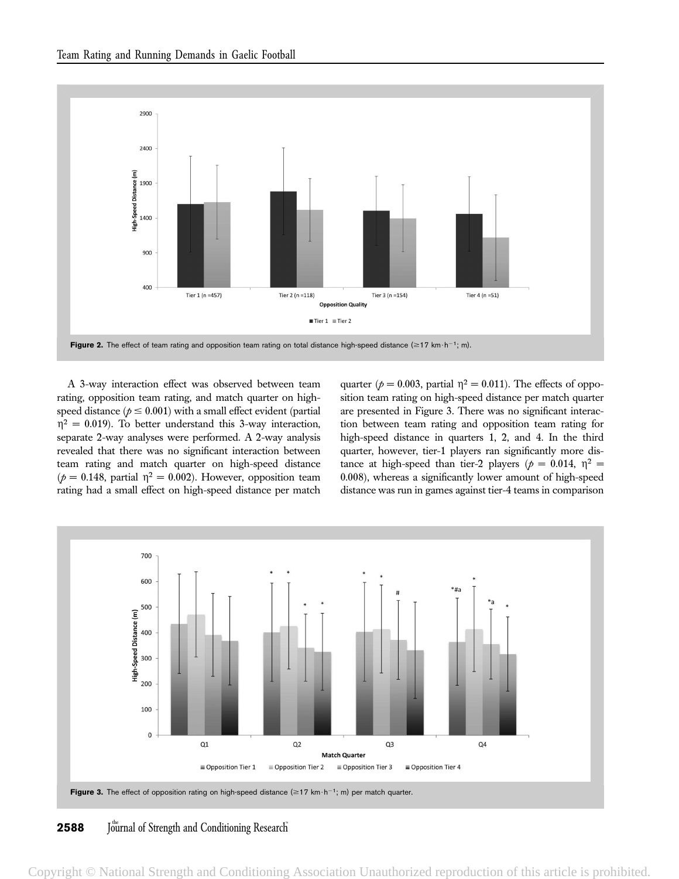Figure 2. The effect of team rating and opposition team rating on total distance high-speed distance (≥17 km·h$^{-1}$; m).

A 3-way interaction effect was observed between team rating, opposition team rating, and match quarter on high-speed distance ($p \leq 0.001$) with a small effect evident (partial $\eta^2 = 0.019$). To better understand this 3-way interaction, separate 2-way analyses were performed. A 2-way analysis revealed that there was no significant interaction between team rating and match quarter on high-speed distance ($p = 0.148$, partial $\eta^2 = 0.002$). However, opposition team rating had a small effect on high-speed distance per match quarter ($p = 0.003$, partial $\eta^2 = 0.011$). The effects of opposition team rating on high-speed distance per match quarter are presented in Figure 3. There was no significant interaction between team rating and opposition team rating for high-speed distance in quarters 1, 2, and 4. In the third quarter, however, tier-1 players ran significantly more distance at high-speed than tier-2 players ($p = 0.014$, $\eta^2 = 0.008$), whereas a significantly lower amount of high-speed distance was run in games against tier-4 teams in comparison

Figure 3. The effect of opposition rating on high-speed distance (≥17 km·h$^{-1}$; m) per match quarter.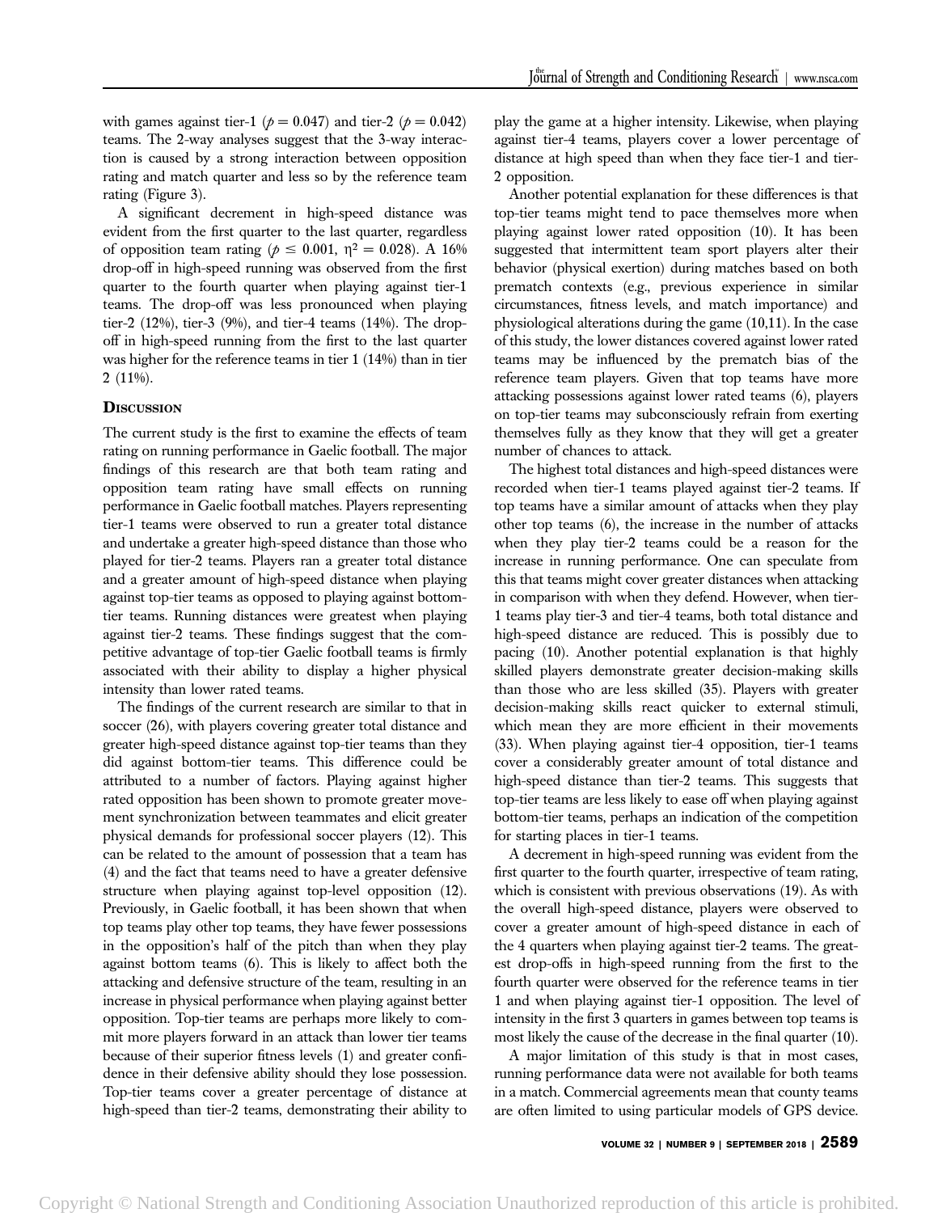with games against tier-1 ($p = 0.047$) and tier-2 ($p = 0.042$) teams. The 2-way analyses suggest that the 3-way interaction is caused by a strong interaction between opposition rating and match quarter and less so by the reference team rating (Figure 3).

A significant decrement in high-speed distance was evident from the first quarter to the last quarter, regardless of opposition team rating ($p \leq 0.001$, $\eta^2 = 0.028$). A 16% drop-off in high-speed running was observed from the first quarter to the fourth quarter when playing against tier-1 teams. The drop-off was less pronounced when playing tier-2 (12%), tier-3 (9%), and tier-4 teams (14%). The drop-off in high-speed running from the first to the last quarter was higher for the reference teams in tier 1 (14%) than in tier 2 (11%).

## Discussion

The current study is the first to examine the effects of team rating on running performance in Gaelic football. The major findings of this research are that both team rating and opposition team rating have small effects on running performance in Gaelic football matches. Players representing tier-1 teams were observed to run a greater total distance and undertake a greater high-speed distance than those who played for tier-2 teams. Players ran a greater total distance and a greater amount of high-speed distance when playing against top-tier teams as opposed to playing against bottom-tier teams. Running distances were greatest when playing against tier-2 teams. These findings suggest that the competitive advantage of top-tier Gaelic football teams is firmly associated with their ability to display a higher physical intensity than lower rated teams.

The findings of the current research are similar to that in soccer (26), with players covering greater total distance and greater high-speed distance against top-tier teams than they did against bottom-tier teams. This difference could be attributed to a number of factors. Playing against higher rated opposition has been shown to promote greater movement synchronization between teammates and elicit greater physical demands for professional soccer players (12). This can be related to the amount of possession that a team has (4) and the fact that teams need to have a greater defensive structure when playing against top-level opposition (12). Previously, in Gaelic football, it has been shown that when top teams play other top teams, they have fewer possessions in the opposition's half of the pitch than when they play against bottom teams (6). This is likely to affect both the attacking and defensive structure of the team, resulting in an increase in physical performance when playing against better opposition. Top-tier teams are perhaps more likely to commit more players forward in an attack than lower tier teams because of their superior fitness levels (1) and greater confidence in their defensive ability should they lose possession. Top-tier teams cover a greater percentage of distance at high-speed than tier-2 teams, demonstrating their ability to play the game at a higher intensity. Likewise, when playing against tier-4 teams, players cover a lower percentage of distance at high speed than when they face tier-1 and tier-2 opposition.

Another potential explanation for these differences is that top-tier teams might tend to pace themselves more when playing against lower rated opposition (10). It has been suggested that intermittent team sport players alter their behavior (physical exertion) during matches based on both prematch contexts (e.g., previous experience in similar circumstances, fitness levels, and match importance) and physiological alterations during the game (10,11). In the case of this study, the lower distances covered against lower rated teams may be influenced by the prematch bias of the reference team players. Given that top teams have more attacking possessions against lower rated teams (6), players on top-tier teams may subconsciously refrain from exerting themselves fully as they know that they will get a greater number of chances to attack.

The highest total distances and high-speed distances were recorded when tier-1 teams played against tier-2 teams. If top teams have a similar amount of attacks when they play other top teams (6), the increase in the number of attacks when they play tier-2 teams could be a reason for the increase in running performance. One can speculate from this that teams might cover greater distances when attacking in comparison with when they defend. However, when tier-1 teams play tier-3 and tier-4 teams, both total distance and high-speed distance are reduced. This is possibly due to pacing (10). Another potential explanation is that highly skilled players demonstrate greater decision-making skills than those who are less skilled (35). Players with greater decision-making skills react quicker to external stimuli, which mean they are more efficient in their movements (33). When playing against tier-4 opposition, tier-1 teams cover a considerably greater amount of total distance and high-speed distance than tier-2 teams. This suggests that top-tier teams are less likely to ease off when playing against bottom-tier teams, perhaps an indication of the competition for starting places in tier-1 teams.

A decrement in high-speed running was evident from the first quarter to the fourth quarter, irrespective of team rating, which is consistent with previous observations (19). As with the overall high-speed distance, players were observed to cover a greater amount of high-speed distance in each of the 4 quarters when playing against tier-2 teams. The greatest drop-offs in high-speed running from the first to the fourth quarter were observed for the reference teams in tier 1 and when playing against tier-1 opposition. The level of intensity in the first 3 quarters in games between top teams is most likely the cause of the decrease in the final quarter (10).

A major limitation of this study is that in most cases, running performance data were not available for both teams in a match. Commercial agreements mean that county teams are often limited to using particular models of GPS device.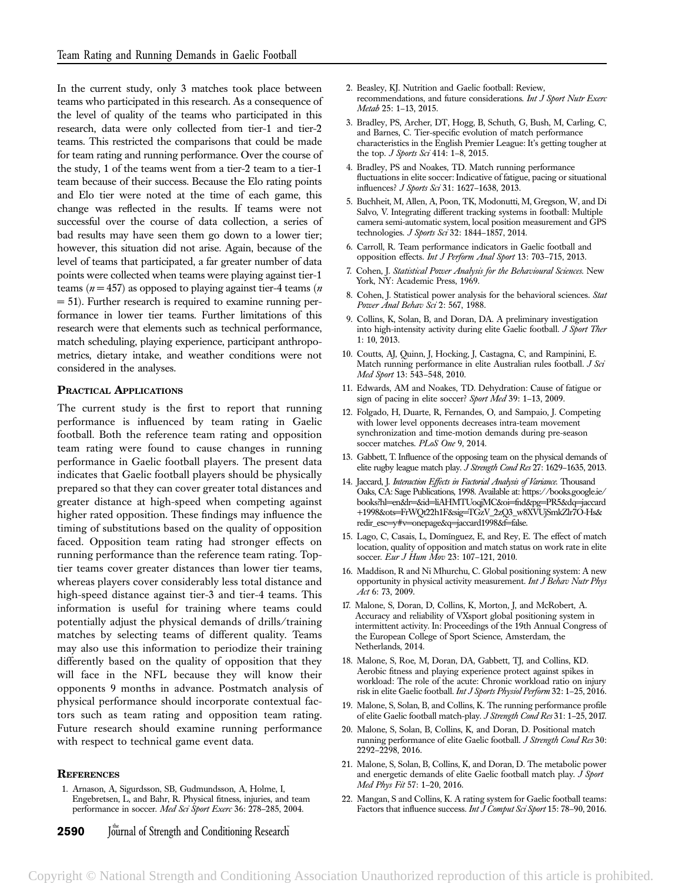In the current study, only 3 matches took place between teams who participated in this research. As a consequence of the level of quality of the teams who participated in this research, data were only collected from tier-1 and tier-2 teams. This restricted the comparisons that could be made for team rating and running performance. Over the course of the study, 1 of the teams went from a tier-2 team to a tier-1 team because of their success. Because the Elo rating points and Elo tier were noted at the time of each game, this change was reflected in the results. If teams were not successful over the course of data collection, a series of bad results may have seen them go down to a lower tier; however, this situation did not arise. Again, because of the level of teams that participated, a far greater number of data points were collected when teams were playing against tier-1 teams ($n = 457$) as opposed to playing against tier-4 teams ($n = 51$). Further research is required to examine running performance in lower tier teams. Further limitations of this research were that elements such as technical performance, match scheduling, playing experience, participant anthropometrics, dietary intake, and weather conditions were not considered in the analyses.

## Practical Applications

The current study is the first to report that running performance is influenced by team rating in Gaelic football. Both the reference team rating and opposition team rating were found to cause changes in running performance in Gaelic football players. The present data indicates that Gaelic football players should be physically prepared so that they can cover greater total distances and greater distance at high-speed when competing against higher rated opposition. These findings may influence the timing of substitutions based on the quality of opposition faced. Opposition team rating had stronger effects on running performance than the reference team rating. Top-tier teams cover greater distances than lower tier teams, whereas players cover considerably less total distance and high-speed distance against tier-3 and tier-4 teams. This information is useful for training where teams could potentially adjust the physical demands of drills/training matches by selecting teams of different quality. Teams may also use this information to periodize their training differently based on the quality of opposition that they will face in the NFL because they will know their opponents 9 months in advance. Postmatch analysis of physical performance should incorporate contextual factors such as team rating and opposition team rating. Future research should examine running performance with respect to technical game event data.

## References

1. Arnason, A, Sigurdsson, SB, Gudmundsson, A, Holme, I, Engebretsen, L, and Bahr, R. Physical fitness, injuries, and team performance in soccer. *Med Sci Sport Exerc* 36: 278–285, 2004.
2. Beasley, KJ. Nutrition and Gaelic football: Review, recommendations, and future considerations. *Int J Sport Nutr Exerc Metab* 25: 1–13, 2015.
3. Bradley, PS, Archer, DT, Hogg, B, Schuth, G, Bush, M, Carling, C, and Barnes, C. Tier-specific evolution of match performance characteristics in the English Premier League: It's getting tougher at the top. *J Sports Sci* 414: 1–8, 2015.
4. Bradley, PS and Noakes, TD. Match running performance fluctuations in elite soccer: Indicative of fatigue, pacing or situational influences? *J Sports Sci* 31: 1627–1638, 2013.
5. Buchheit, M, Allen, A, Poon, TK, Modonutti, M, Gregson, W, and Di Salvo, V. Integrating different tracking systems in football: Multiple camera semi-automatic system, local position measurement and GPS technologies. *J Sports Sci* 32: 1844–1857, 2014.
6. Carroll, R. Team performance indicators in Gaelic football and opposition effects. *Int J Perform Anal Sport* 13: 703–715, 2013.
7. Cohen, J. *Statistical Power Analysis for the Behavioural Sciences.* New York, NY: Academic Press, 1969.
8. Cohen, J. Statistical power analysis for the behavioral sciences. *Stat Power Anal Behav Sci* 2: 567, 1988.
9. Collins, K, Solan, B, and Doran, DA. A preliminary investigation into high-intensity activity during elite Gaelic football. *J Sport Ther* 1: 10, 2013.
10. Coutts, AJ, Quinn, J, Hocking, J, Castagna, C, and Rampinini, E. Match running performance in elite Australian rules football. *J Sci Med Sport* 13: 543–548, 2010.
11. Edwards, AM and Noakes, TD. Dehydration: Cause of fatigue or sign of pacing in elite soccer? *Sport Med* 39: 1–13, 2009.
12. Folgado, H, Duarte, R, Fernandes, O, and Sampaio, J. Competing with lower level opponents decreases intra-team movement synchronization and time-motion demands during pre-season soccer matches. *PLoS One* 9, 2014.
13. Gabbett, T. Influence of the opposing team on the physical demands of elite rugby league match play. *J Strength Cond Res* 27: 1629–1635, 2013.
14. Jaccard, J. *Interaction Effects in Factorial Analysis of Variance.* Thousand Oaks, CA: Sage Publications, 1998. Available at: https://books.google.ie/books?hl=en&lr=&id=liAHMTUoqjMC&oi=fnd&pg=PR5&dq=jaccard+1998&ots=FrWQt22h1F&sig=TGzV_2zQ3_w8XVUjSmkZlr7O-Hs&redir_esc=y#v=onepage&q=jaccard1998&f=false.
15. Lago, C, Casais, L, Domínguez, E, and Rey, E. The effect of match location, quality of opposition and match status on work rate in elite soccer. *Eur J Hum Mov* 23: 107–121, 2010.
16. Maddison, R and Ni Mhurchu, C. Global positioning system: A new opportunity in physical activity measurement. *Int J Behav Nutr Phys Act* 6: 73, 2009.
17. Malone, S, Doran, D, Collins, K, Morton, J, and McRobert, A. Accuracy and reliability of VXsport global positioning system in intermittent activity. In: Proceedings of the 19th Annual Congress of the European College of Sport Science, Amsterdam, the Netherlands, 2014.
18. Malone, S, Roe, M, Doran, DA, Gabbett, TJ, and Collins, KD. Aerobic fitness and playing experience protect against spikes in workload: The role of the acute: Chronic workload ratio on injury risk in elite Gaelic football. *Int J Sports Physiol Perform* 32: 1–25, 2016.
19. Malone, S, Solan, B, and Collins, K. The running performance profile of elite Gaelic football match-play. *J Strength Cond Res* 31: 1–25, 2017.
20. Malone, S, Solan, B, Collins, K, and Doran, D. Positional match running performance of elite Gaelic football. *J Strength Cond Res* 30: 2292–2298, 2016.
21. Malone, S, Solan, B, Collins, K, and Doran, D. The metabolic power and energetic demands of elite Gaelic football match play. *J Sport Med Phys Fit* 57: 1–20, 2016.
22. Mangan, S and Collins, K. A rating system for Gaelic football teams: Factors that influence success. *Int J Comput Sci Sport* 15: 78–90, 2016.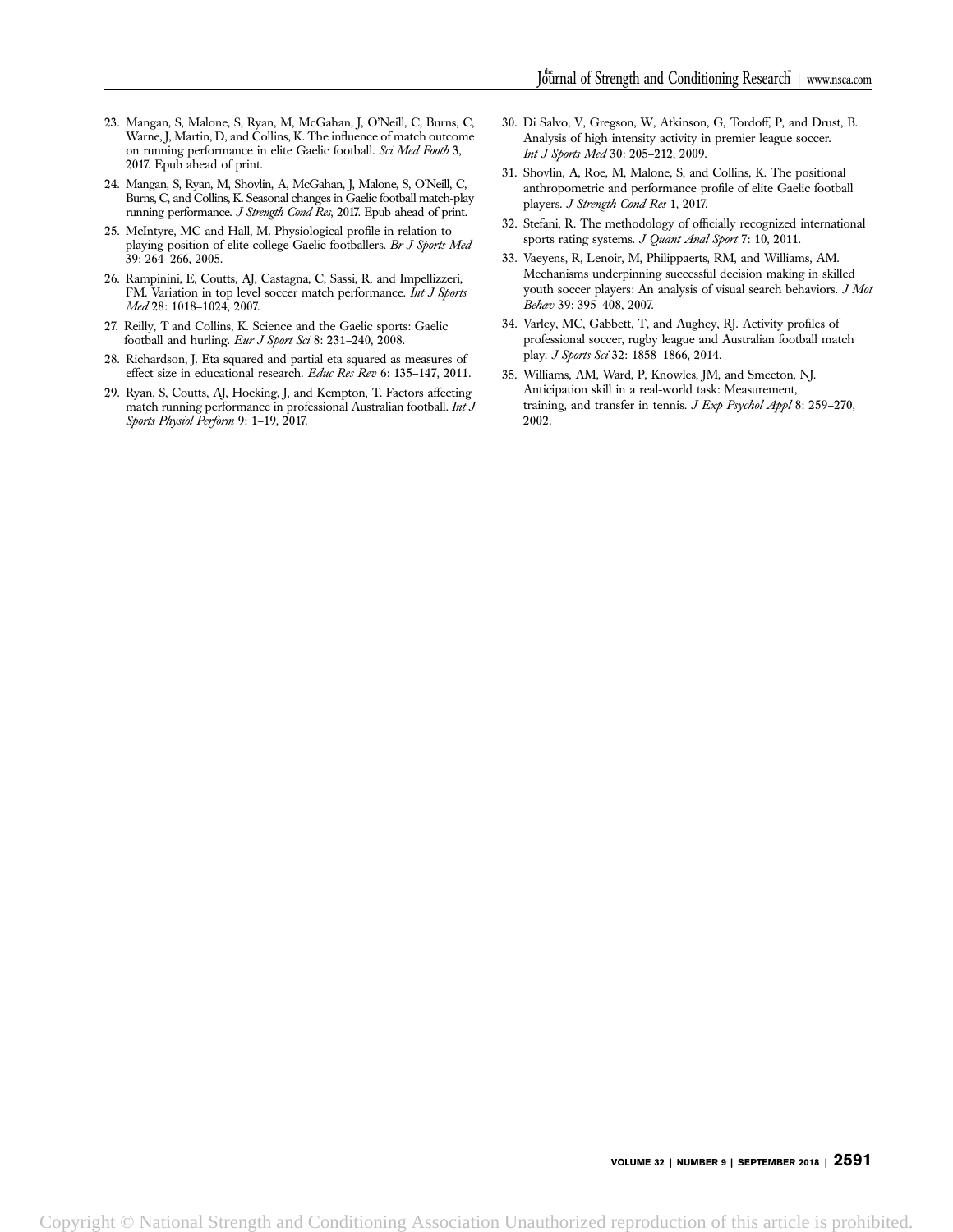23. Mangan, S, Malone, S, Ryan, M, McGahan, J, O'Neill, C, Burns, C, Warne, J, Martin, D, and Collins, K. The influence of match outcome on running performance in elite Gaelic football. *Sci Med Footb* 3, 2017. Epub ahead of print.

24. Mangan, S, Ryan, M, Shovlin, A, McGahan, J, Malone, S, O'Neill, C, Burns, C, and Collins, K. Seasonal changes in Gaelic football match-play running performance. *J Strength Cond Res*, 2017. Epub ahead of print.

25. McIntyre, MC and Hall, M. Physiological profile in relation to playing position of elite college Gaelic footballers. *Br J Sports Med* 39: 264–266, 2005.

26. Rampinini, E, Coutts, AJ, Castagna, C, Sassi, R, and Impellizzeri, FM. Variation in top level soccer match performance. *Int J Sports Med* 28: 1018–1024, 2007.

27. Reilly, T and Collins, K. Science and the Gaelic sports: Gaelic football and hurling. *Eur J Sport Sci* 8: 231–240, 2008.

28. Richardson, J. Eta squared and partial eta squared as measures of effect size in educational research. *Educ Res Rev* 6: 135–147, 2011.

29. Ryan, S, Coutts, AJ, Hocking, J, and Kempton, T. Factors affecting match running performance in professional Australian football. *Int J Sports Physiol Perform* 9: 1–19, 2017.

30. Di Salvo, V, Gregson, W, Atkinson, G, Tordoff, P, and Drust, B. Analysis of high intensity activity in premier league soccer. *Int J Sports Med* 30: 205–212, 2009.

31. Shovlin, A, Roe, M, Malone, S, and Collins, K. The positional anthropometric and performance profile of elite Gaelic football players. *J Strength Cond Res* 1, 2017.

32. Stefani, R. The methodology of officially recognized international sports rating systems. *J Quant Anal Sport* 7: 10, 2011.

33. Vaeyens, R, Lenoir, M, Philippaerts, RM, and Williams, AM. Mechanisms underpinning successful decision making in skilled youth soccer players: An analysis of visual search behaviors. *J Mot Behav* 39: 395–408, 2007.

34. Varley, MC, Gabbett, T, and Aughey, RJ. Activity profiles of professional soccer, rugby league and Australian football match play. *J Sports Sci* 32: 1858–1866, 2014.

35. Williams, AM, Ward, P, Knowles, JM, and Smeeton, NJ. Anticipation skill in a real-world task: Measurement, training, and transfer in tennis. *J Exp Psychol Appl* 8: 259–270, 2002.